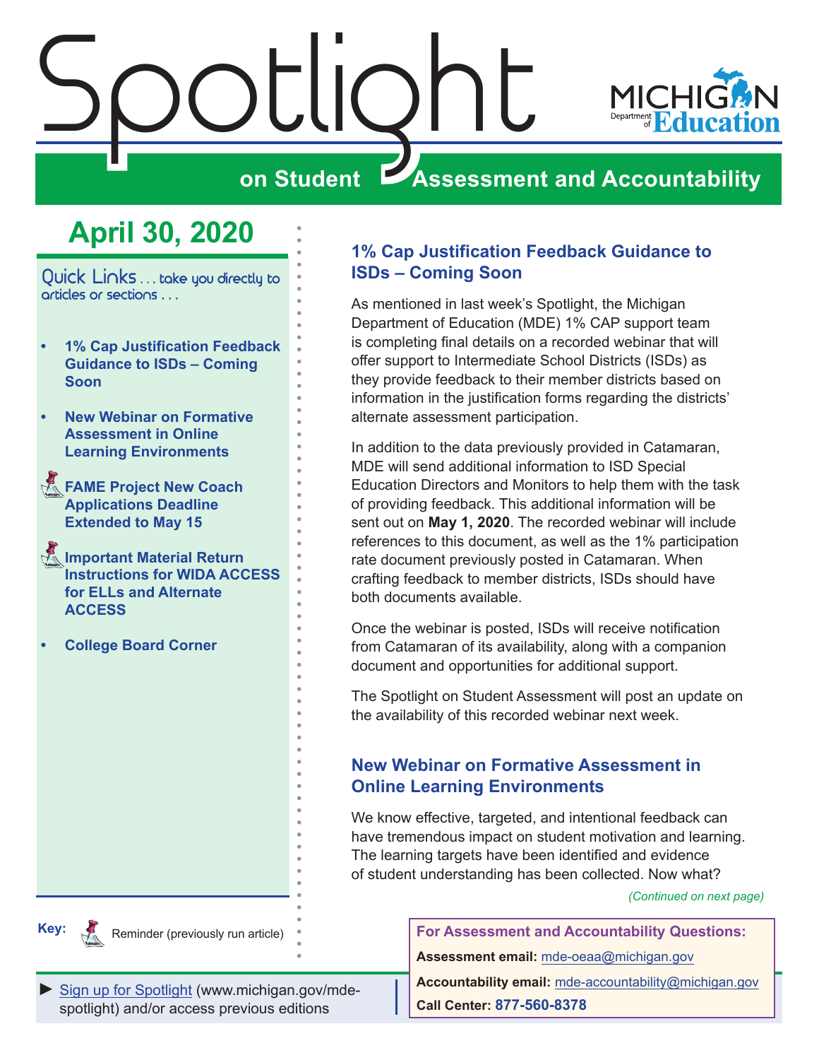# Spotlight on Student Assessment and Accountability

Michigan Department of Education

## April 30, 2020

Quick Links . . . take you directly to articles or sections . . .

- 1% Cap Justification Feedback Guidance to ISDs – Coming Soon
- New Webinar on Formative Assessment in Online Learning Environments
- FAME Project New Coach Applications Deadline Extended to May 15
- Important Material Return Instructions for WIDA ACCESS for ELLs and Alternate ACCESS
- College Board Corner

**Key:** Reminder (previously run article)

► Sign up for Spotlight (www.michigan.gov/mde-spotlight) and/or access previous editions

## 1% Cap Justification Feedback Guidance to ISDs – Coming Soon

As mentioned in last week's Spotlight, the Michigan Department of Education (MDE) 1% CAP support team is completing final details on a recorded webinar that will offer support to Intermediate School Districts (ISDs) as they provide feedback to their member districts based on information in the justification forms regarding the districts' alternate assessment participation.

In addition to the data previously provided in Catamaran, MDE will send additional information to ISD Special Education Directors and Monitors to help them with the task of providing feedback. This additional information will be sent out on **May 1, 2020**. The recorded webinar will include references to this document, as well as the 1% participation rate document previously posted in Catamaran. When crafting feedback to member districts, ISDs should have both documents available.

Once the webinar is posted, ISDs will receive notification from Catamaran of its availability, along with a companion document and opportunities for additional support.

The Spotlight on Student Assessment will post an update on the availability of this recorded webinar next week.

## New Webinar on Formative Assessment in Online Learning Environments

We know effective, targeted, and intentional feedback can have tremendous impact on student motivation and learning. The learning targets have been identified and evidence of student understanding has been collected. Now what?

*(Continued on next page)*

**For Assessment and Accountability Questions:**

**Assessment email:** mde-oeaa@michigan.gov

**Accountability email:** mde-accountability@michigan.gov

**Call Center:** 877-560-8378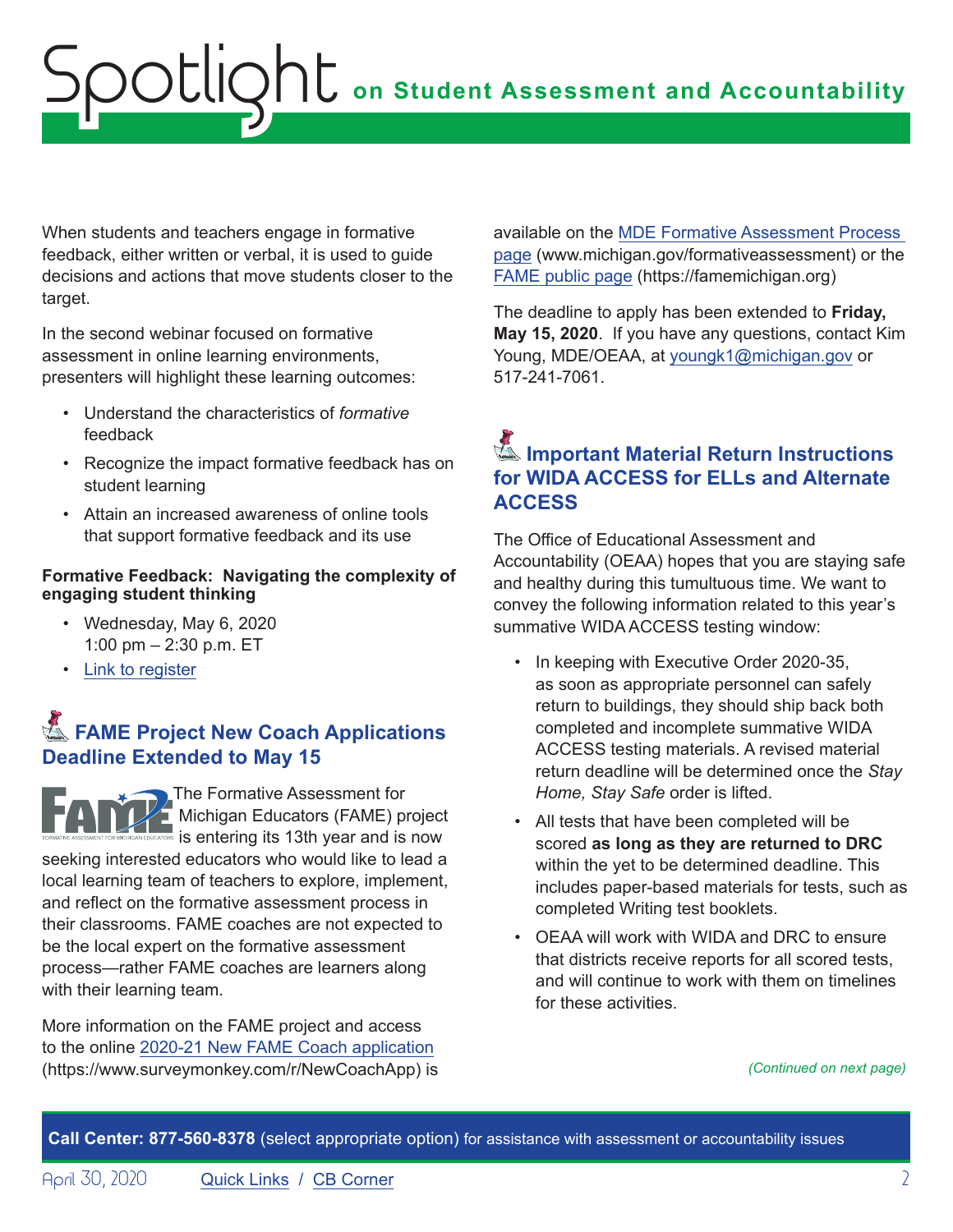When students and teachers engage in formative feedback, either written or verbal, it is used to guide decisions and actions that move students closer to the target.

In the second webinar focused on formative assessment in online learning environments, presenters will highlight these learning outcomes:

- Understand the characteristics of *formative* feedback
- Recognize the impact formative feedback has on student learning
- Attain an increased awareness of online tools that support formative feedback and its use

**Formative Feedback: Navigating the complexity of engaging student thinking**

- Wednesday, May 6, 2020
  1:00 pm – 2:30 p.m. ET
- Link to register

## FAME Project New Coach Applications Deadline Extended to May 15

The Formative Assessment for Michigan Educators (FAME) project is entering its 13th year and is now seeking interested educators who would like to lead a local learning team of teachers to explore, implement, and reflect on the formative assessment process in their classrooms. FAME coaches are not expected to be the local expert on the formative assessment process—rather FAME coaches are learners along with their learning team.

More information on the FAME project and access to the online 2020-21 New FAME Coach application (https://www.surveymonkey.com/r/NewCoachApp) is available on the MDE Formative Assessment Process page (www.michigan.gov/formativeassessment) or the FAME public page (https://famemichigan.org)

The deadline to apply has been extended to **Friday, May 15, 2020**. If you have any questions, contact Kim Young, MDE/OEAA, at youngk1@michigan.gov or 517-241-7061.

## Important Material Return Instructions for WIDA ACCESS for ELLs and Alternate ACCESS

The Office of Educational Assessment and Accountability (OEAA) hopes that you are staying safe and healthy during this tumultuous time. We want to convey the following information related to this year's summative WIDA ACCESS testing window:

- In keeping with Executive Order 2020-35, as soon as appropriate personnel can safely return to buildings, they should ship back both completed and incomplete summative WIDA ACCESS testing materials. A revised material return deadline will be determined once the *Stay Home, Stay Safe* order is lifted.
- All tests that have been completed will be scored **as long as they are returned to DRC** within the yet to be determined deadline. This includes paper-based materials for tests, such as completed Writing test booklets.
- OEAA will work with WIDA and DRC to ensure that districts receive reports for all scored tests, and will continue to work with them on timelines for these activities.

*(Continued on next page)*

**Call Center: 877-560-8378** (select appropriate option) for assistance with assessment or accountability issues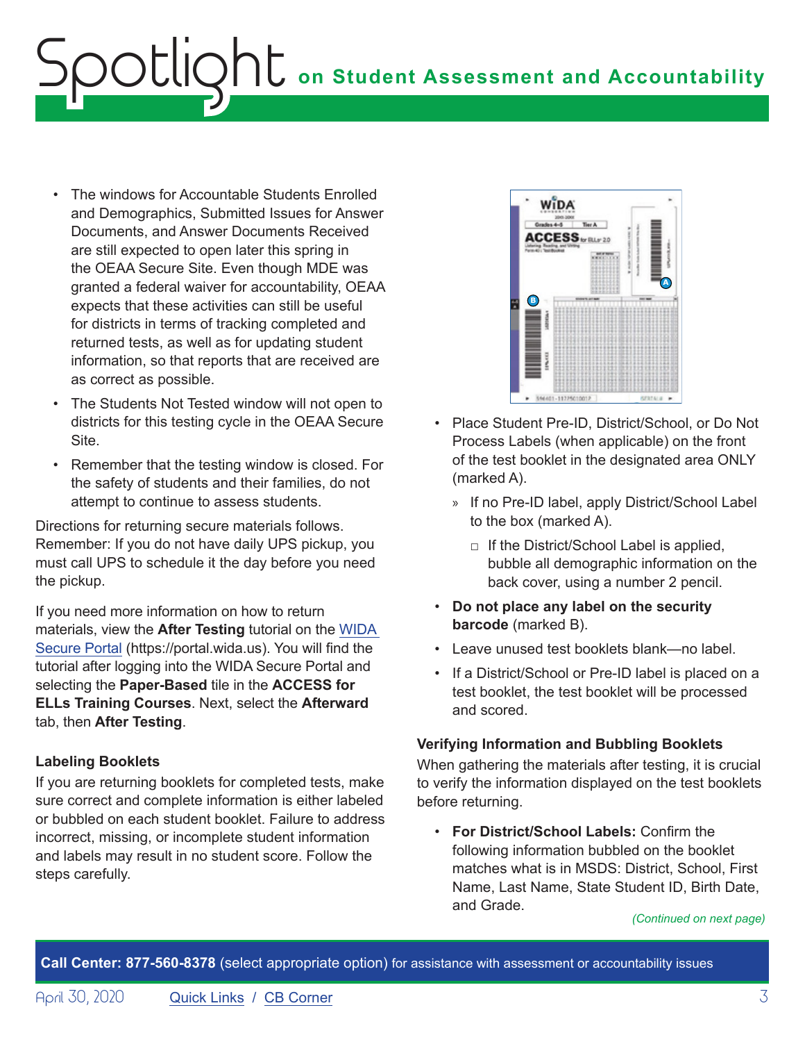- The windows for Accountable Students Enrolled and Demographics, Submitted Issues for Answer Documents, and Answer Documents Received are still expected to open later this spring in the OEAA Secure Site. Even though MDE was granted a federal waiver for accountability, OEAA expects that these activities can still be useful for districts in terms of tracking completed and returned tests, as well as for updating student information, so that reports that are received are as correct as possible.
- The Students Not Tested window will not open to districts for this testing cycle in the OEAA Secure Site.
- Remember that the testing window is closed. For the safety of students and their families, do not attempt to continue to assess students.

Directions for returning secure materials follows. Remember: If you do not have daily UPS pickup, you must call UPS to schedule it the day before you need the pickup.

If you need more information on how to return materials, view the **After Testing** tutorial on the [WIDA Secure Portal](https://portal.wida.us) (https://portal.wida.us). You will find the tutorial after logging into the WIDA Secure Portal and selecting the **Paper-Based** tile in the **ACCESS for ELLs Training Courses**. Next, select the **Afterward** tab, then **After Testing**.

### Labeling Booklets

If you are returning booklets for completed tests, make sure correct and complete information is either labeled or bubbled on each student booklet. Failure to address incorrect, missing, or incomplete student information and labels may result in no student score. Follow the steps carefully.

- Place Student Pre-ID, District/School, or Do Not Process Labels (when applicable) on the front of the test booklet in the designated area ONLY (marked A).
  - » If no Pre-ID label, apply District/School Label to the box (marked A).
    - □ If the District/School Label is applied, bubble all demographic information on the back cover, using a number 2 pencil.
- **Do not place any label on the security barcode** (marked B).
- Leave unused test booklets blank—no label.
- If a District/School or Pre-ID label is placed on a test booklet, the test booklet will be processed and scored.

### Verifying Information and Bubbling Booklets

When gathering the materials after testing, it is crucial to verify the information displayed on the test booklets before returning.

- **For District/School Labels:** Confirm the following information bubbled on the booklet matches what is in MSDS: District, School, First Name, Last Name, State Student ID, Birth Date, and Grade.

*(Continued on next page)*

**Call Center: 877-560-8378** (select appropriate option) for assistance with assessment or accountability issues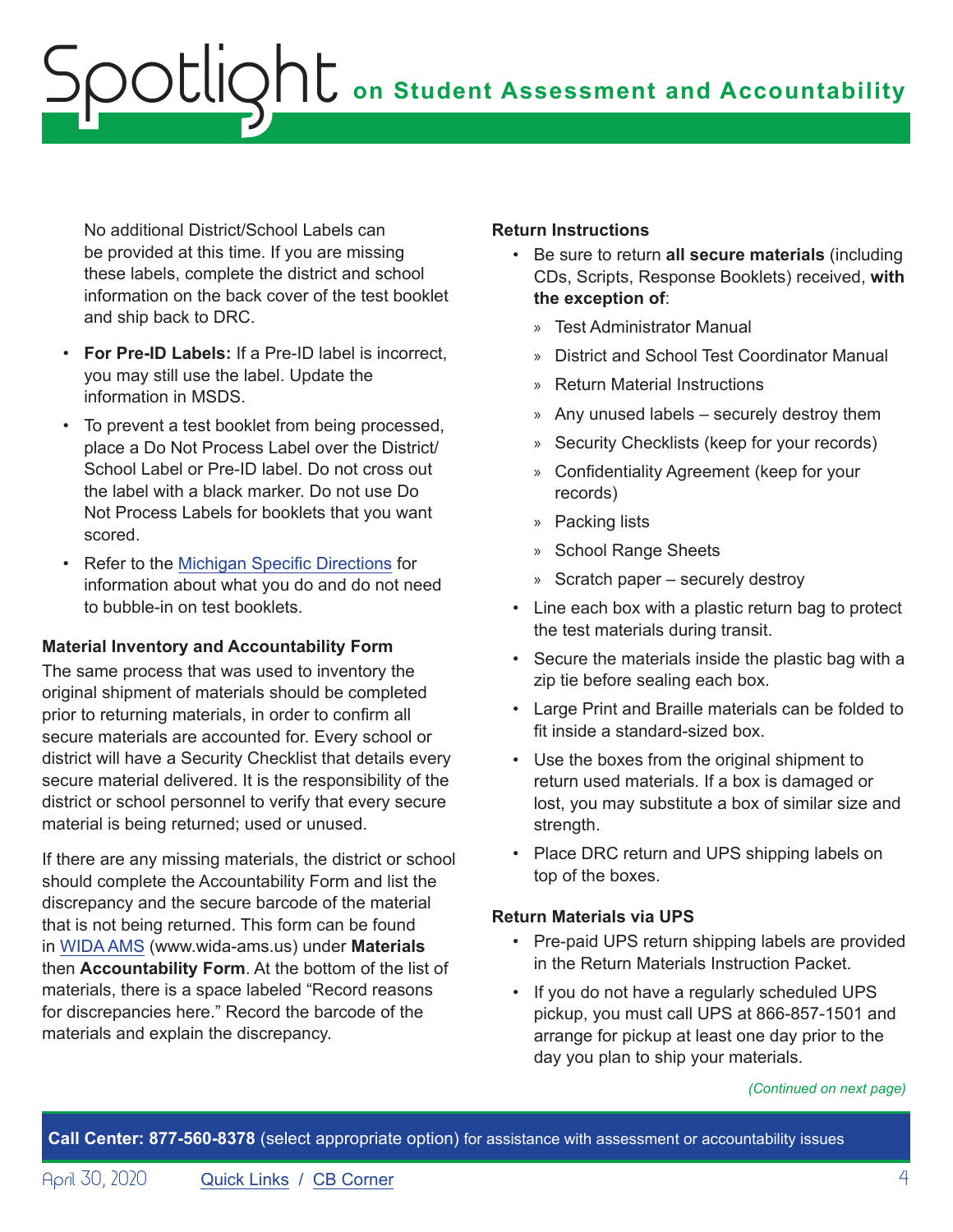No additional District/School Labels can be provided at this time. If you are missing these labels, complete the district and school information on the back cover of the test booklet and ship back to DRC.

- **For Pre-ID Labels:** If a Pre-ID label is incorrect, you may still use the label. Update the information in MSDS.
- To prevent a test booklet from being processed, place a Do Not Process Label over the District/School Label or Pre-ID label. Do not cross out the label with a black marker. Do not use Do Not Process Labels for booklets that you want scored.
- Refer to the Michigan Specific Directions for information about what you do and do not need to bubble-in on test booklets.

### Material Inventory and Accountability Form

The same process that was used to inventory the original shipment of materials should be completed prior to returning materials, in order to confirm all secure materials are accounted for. Every school or district will have a Security Checklist that details every secure material delivered. It is the responsibility of the district or school personnel to verify that every secure material is being returned; used or unused.

If there are any missing materials, the district or school should complete the Accountability Form and list the discrepancy and the secure barcode of the material that is not being returned. This form can be found in WIDA AMS (www.wida-ams.us) under **Materials** then **Accountability Form**. At the bottom of the list of materials, there is a space labeled "Record reasons for discrepancies here." Record the barcode of the materials and explain the discrepancy.

### Return Instructions

- Be sure to return **all secure materials** (including CDs, Scripts, Response Booklets) received, **with the exception of**:
  - Test Administrator Manual
  - District and School Test Coordinator Manual
  - Return Material Instructions
  - Any unused labels – securely destroy them
  - Security Checklists (keep for your records)
  - Confidentiality Agreement (keep for your records)
  - Packing lists
  - School Range Sheets
  - Scratch paper – securely destroy
- Line each box with a plastic return bag to protect the test materials during transit.
- Secure the materials inside the plastic bag with a zip tie before sealing each box.
- Large Print and Braille materials can be folded to fit inside a standard-sized box.
- Use the boxes from the original shipment to return used materials. If a box is damaged or lost, you may substitute a box of similar size and strength.
- Place DRC return and UPS shipping labels on top of the boxes.

### Return Materials via UPS

- Pre-paid UPS return shipping labels are provided in the Return Materials Instruction Packet.
- If you do not have a regularly scheduled UPS pickup, you must call UPS at 866-857-1501 and arrange for pickup at least one day prior to the day you plan to ship your materials.

*(Continued on next page)*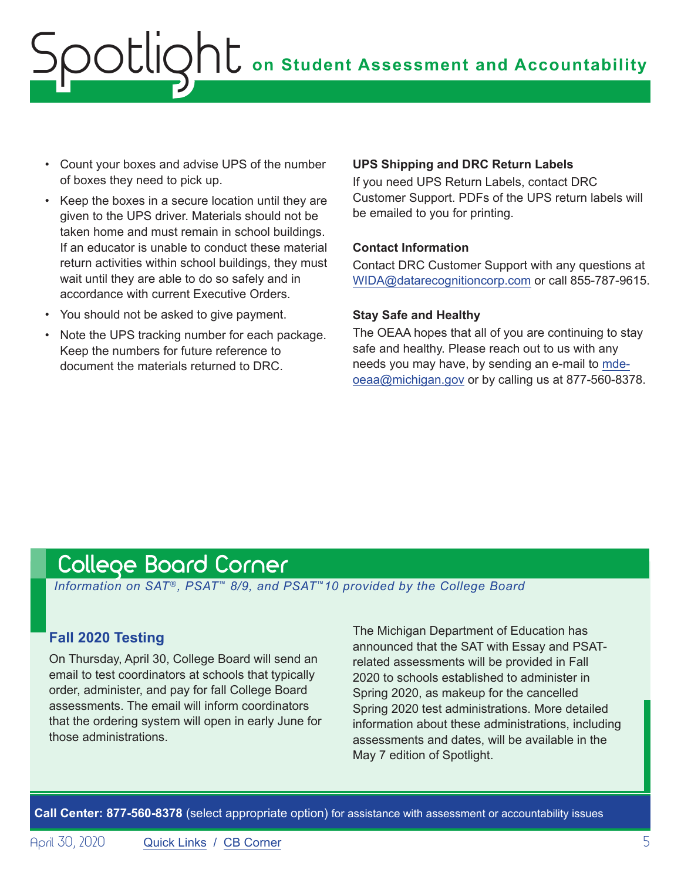- Count your boxes and advise UPS of the number of boxes they need to pick up.
- Keep the boxes in a secure location until they are given to the UPS driver. Materials should not be taken home and must remain in school buildings. If an educator is unable to conduct these material return activities within school buildings, they must wait until they are able to do so safely and in accordance with current Executive Orders.
- You should not be asked to give payment.
- Note the UPS tracking number for each package. Keep the numbers for future reference to document the materials returned to DRC.

**UPS Shipping and DRC Return Labels**

If you need UPS Return Labels, contact DRC Customer Support. PDFs of the UPS return labels will be emailed to you for printing.

**Contact Information**

Contact DRC Customer Support with any questions at WIDA@datarecognitioncorp.com or call 855-787-9615.

**Stay Safe and Healthy**

The OEAA hopes that all of you are continuing to stay safe and healthy. Please reach out to us with any needs you may have, by sending an e-mail to mde-oeaa@michigan.gov or by calling us at 877-560-8378.

## College Board Corner

*Information on SAT®, PSAT™ 8/9, and PSAT™10 provided by the College Board*

### Fall 2020 Testing

On Thursday, April 30, College Board will send an email to test coordinators at schools that typically order, administer, and pay for fall College Board assessments. The email will inform coordinators that the ordering system will open in early June for those administrations.

The Michigan Department of Education has announced that the SAT with Essay and PSAT-related assessments will be provided in Fall 2020 to schools established to administer in Spring 2020, as makeup for the cancelled Spring 2020 test administrations. More detailed information about these administrations, including assessments and dates, will be available in the May 7 edition of Spotlight.

**Call Center: 877-560-8378** (select appropriate option) for assistance with assessment or accountability issues